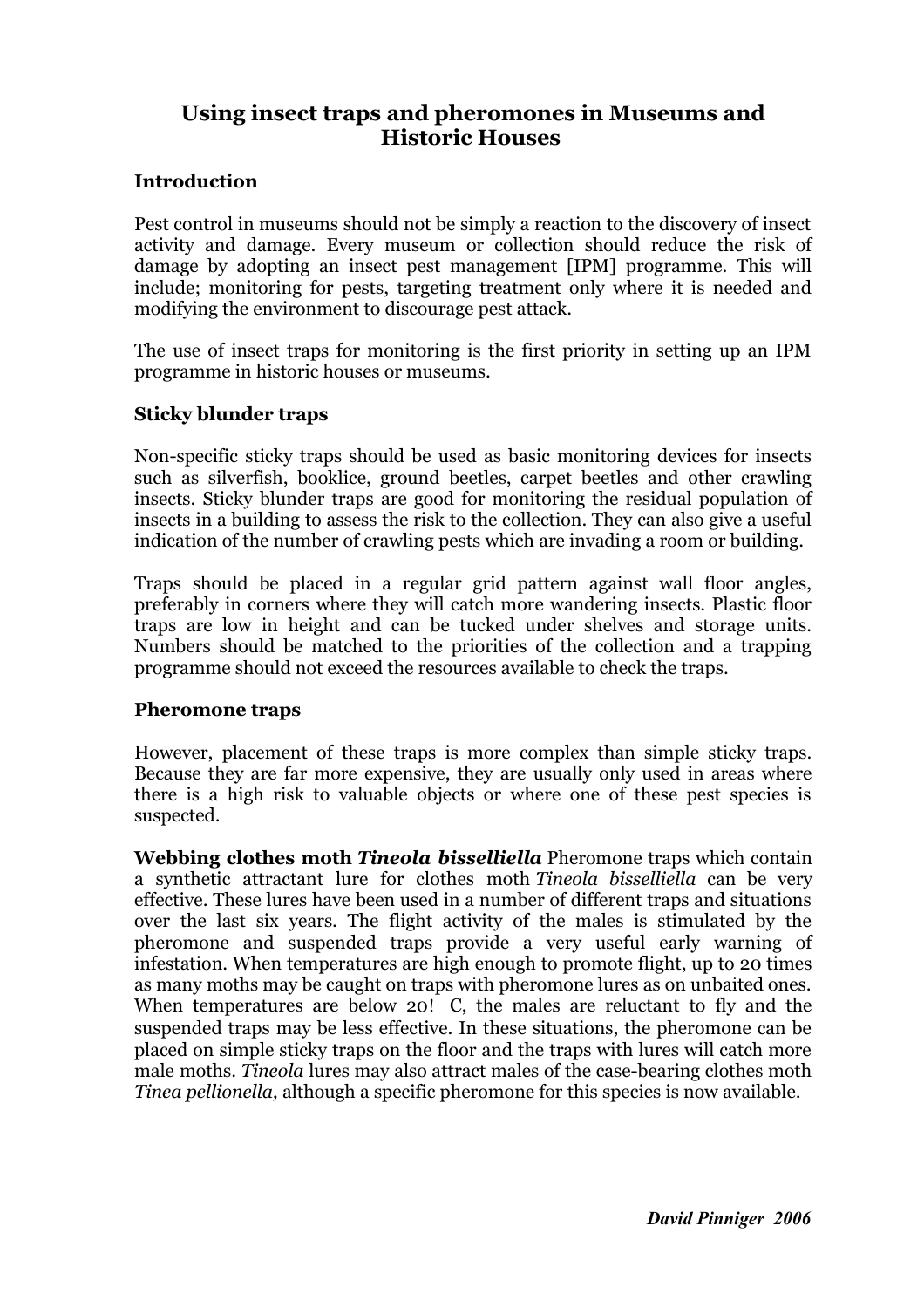# Using insect traps and pheromones in Museums and Historic Houses

## Introduction

Pest control in museums should not be simply a reaction to the discovery of insect activity and damage. Every museum or collection should reduce the risk of damage by adopting an insect pest management [IPM] programme. This will include; monitoring for pests, targeting treatment only where it is needed and modifying the environment to discourage pest attack.

The use of insect traps for monitoring is the first priority in setting up an IPM programme in historic houses or museums.

## Sticky blunder traps

Non-specific sticky traps should be used as basic monitoring devices for insects such as silverfish, booklice, ground beetles, carpet beetles and other crawling insects. Sticky blunder traps are good for monitoring the residual population of insects in a building to assess the risk to the collection. They can also give a useful indication of the number of crawling pests which are invading a room or building.

Traps should be placed in a regular grid pattern against wall floor angles, preferably in corners where they will catch more wandering insects. Plastic floor traps are low in height and can be tucked under shelves and storage units. Numbers should be matched to the priorities of the collection and a trapping programme should not exceed the resources available to check the traps.

## Pheromone traps

However, placement of these traps is more complex than simple sticky traps. Because they are far more expensive, they are usually only used in areas where there is a high risk to valuable objects or where one of these pest species is suspected.

**Webbing clothes moth *Tineola bisselliella*** Pheromone traps which contain a synthetic attractant lure for clothes moth *Tineola bisselliella* can be very effective. These lures have been used in a number of different traps and situations over the last six years. The flight activity of the males is stimulated by the pheromone and suspended traps provide a very useful early warning of infestation. When temperatures are high enough to promote flight, up to 20 times as many moths may be caught on traps with pheromone lures as on unbaited ones. When temperatures are below 20! C, the males are reluctant to fly and the suspended traps may be less effective. In these situations, the pheromone can be placed on simple sticky traps on the floor and the traps with lures will catch more male moths. *Tineola* lures may also attract males of the case-bearing clothes moth *Tinea pellionella,* although a specific pheromone for this species is now available.

***David Pinniger 2006***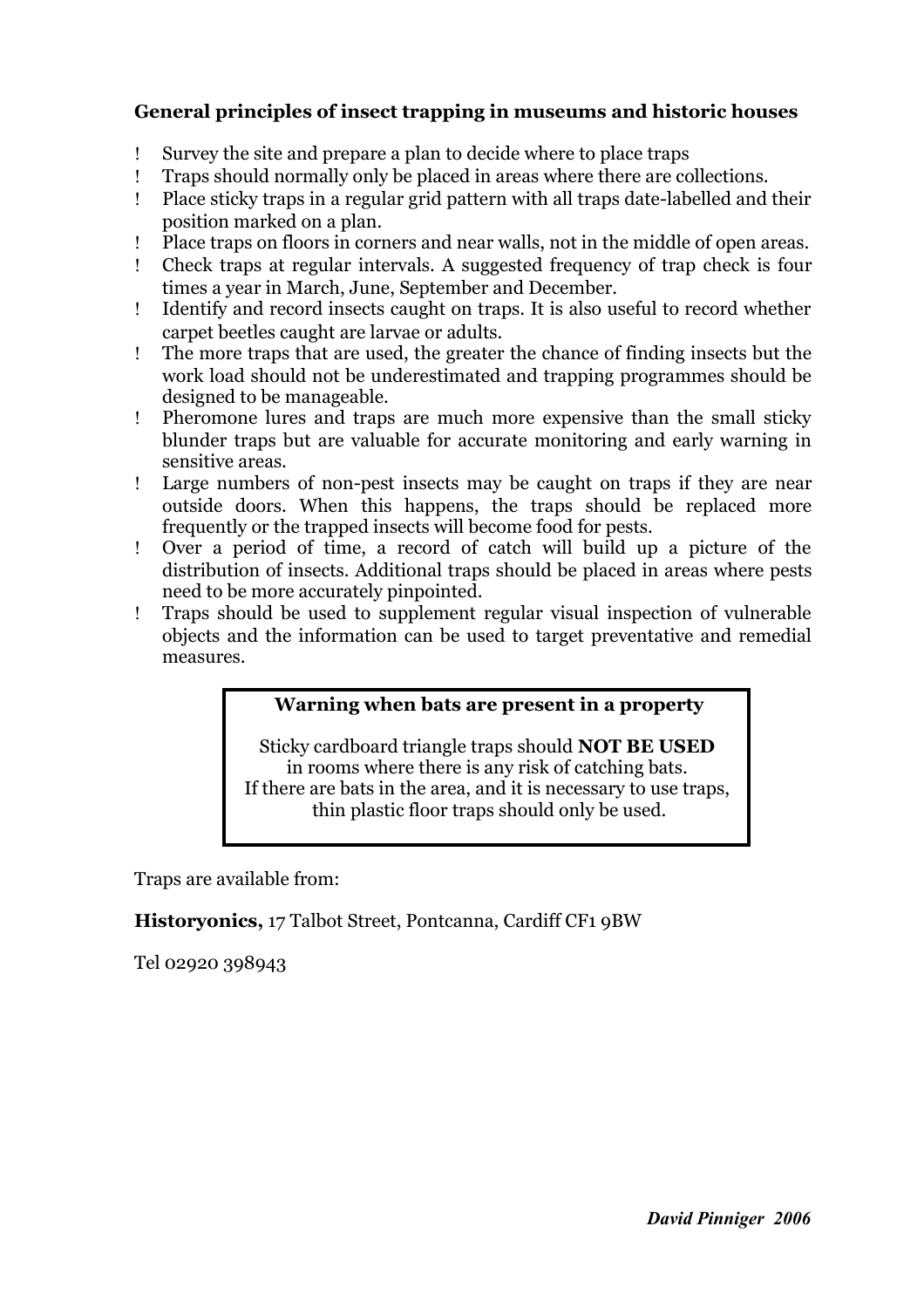**General principles of insect trapping in museums and historic houses**

- Survey the site and prepare a plan to decide where to place traps
- Traps should normally only be placed in areas where there are collections.
- Place sticky traps in a regular grid pattern with all traps date-labelled and their position marked on a plan.
- Place traps on floors in corners and near walls, not in the middle of open areas.
- Check traps at regular intervals. A suggested frequency of trap check is four times a year in March, June, September and December.
- Identify and record insects caught on traps. It is also useful to record whether carpet beetles caught are larvae or adults.
- The more traps that are used, the greater the chance of finding insects but the work load should not be underestimated and trapping programmes should be designed to be manageable.
- Pheromone lures and traps are much more expensive than the small sticky blunder traps but are valuable for accurate monitoring and early warning in sensitive areas.
- Large numbers of non-pest insects may be caught on traps if they are near outside doors. When this happens, the traps should be replaced more frequently or the trapped insects will become food for pests.
- Over a period of time, a record of catch will build up a picture of the distribution of insects. Additional traps should be placed in areas where pests need to be more accurately pinpointed.
- Traps should be used to supplement regular visual inspection of vulnerable objects and the information can be used to target preventative and remedial measures.

**Warning when bats are present in a property**

Sticky cardboard triangle traps should **NOT BE USED** in rooms where there is any risk of catching bats. If there are bats in the area, and it is necessary to use traps, thin plastic floor traps should only be used.

Traps are available from:

**Historyonics,** 17 Talbot Street, Pontcanna, Cardiff CF1 9BW

Tel 02920 398943

***David Pinniger 2006***